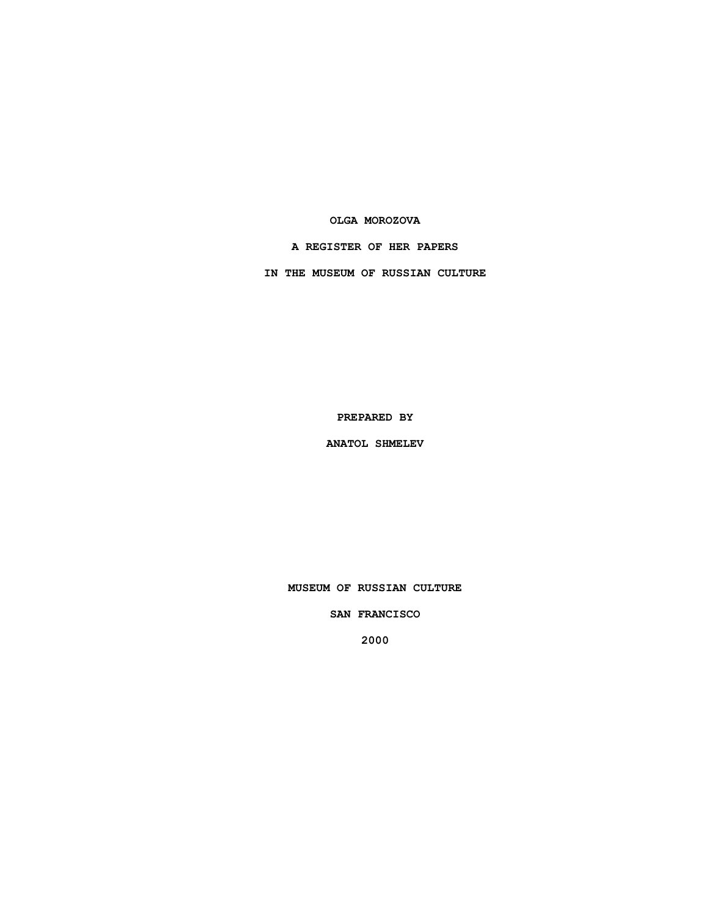# OLGA MOROZOVA

## A REGISTER OF HER PAPERS

## IN THE MUSEUM OF RUSSIAN CULTURE

PREPARED BY

ANATOL SHMELEV

MUSEUM OF RUSSIAN CULTURE

SAN FRANCISCO

2000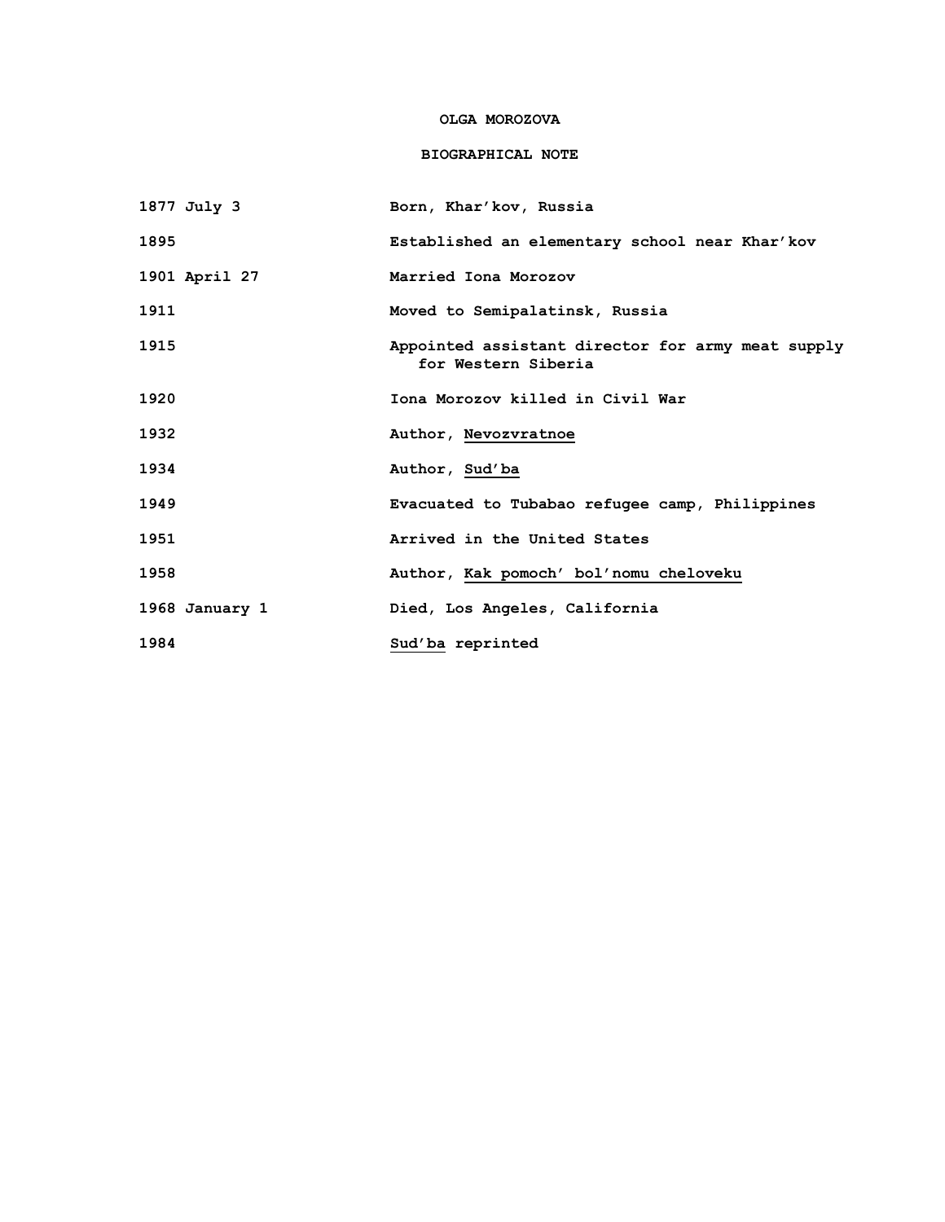# OLGA MOROZOVA

## BIOGRAPHICAL NOTE

| | |
|---|---|
| 1877 July 3 | Born, Khar'kov, Russia |
| 1895 | Established an elementary school near Khar'kov |
| 1901 April 27 | Married Iona Morozov |
| 1911 | Moved to Semipalatinsk, Russia |
| 1915 | Appointed assistant director for army meat supply for Western Siberia |
| 1920 | Iona Morozov killed in Civil War |
| 1932 | Author, <u>Nevozvratnoe</u> |
| 1934 | Author, <u>Sud'ba</u> |
| 1949 | Evacuated to Tubabao refugee camp, Philippines |
| 1951 | Arrived in the United States |
| 1958 | Author, <u>Kak pomoch' bol'nomu cheloveku</u> |
| 1968 January 1 | Died, Los Angeles, California |
| 1984 | <u>Sud'ba</u> reprinted |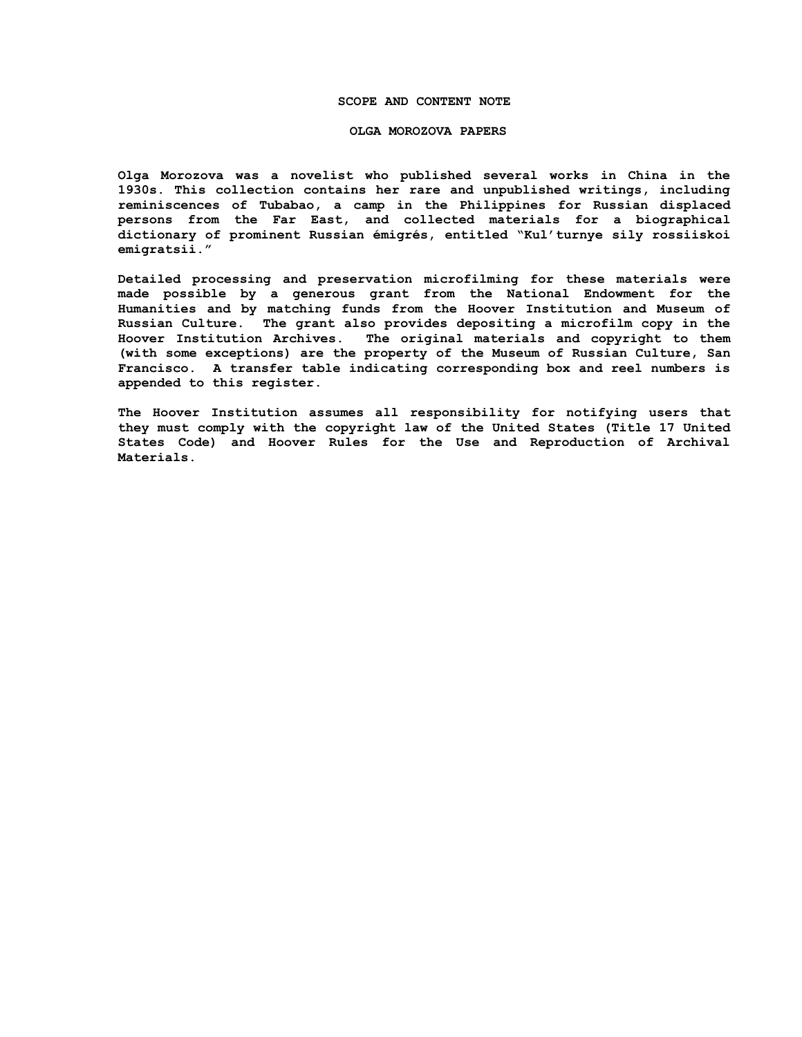## SCOPE AND CONTENT NOTE

### OLGA MOROZOVA PAPERS

Olga Morozova was a novelist who published several works in China in the 1930s. This collection contains her rare and unpublished writings, including reminiscences of Tubabao, a camp in the Philippines for Russian displaced persons from the Far East, and collected materials for a biographical dictionary of prominent Russian émigrés, entitled "Kul'turnye sily rossiiskoi emigratsii."

Detailed processing and preservation microfilming for these materials were made possible by a generous grant from the National Endowment for the Humanities and by matching funds from the Hoover Institution and Museum of Russian Culture. The grant also provides depositing a microfilm copy in the Hoover Institution Archives. The original materials and copyright to them (with some exceptions) are the property of the Museum of Russian Culture, San Francisco. A transfer table indicating corresponding box and reel numbers is appended to this register.

The Hoover Institution assumes all responsibility for notifying users that they must comply with the copyright law of the United States (Title 17 United States Code) and Hoover Rules for the Use and Reproduction of Archival Materials.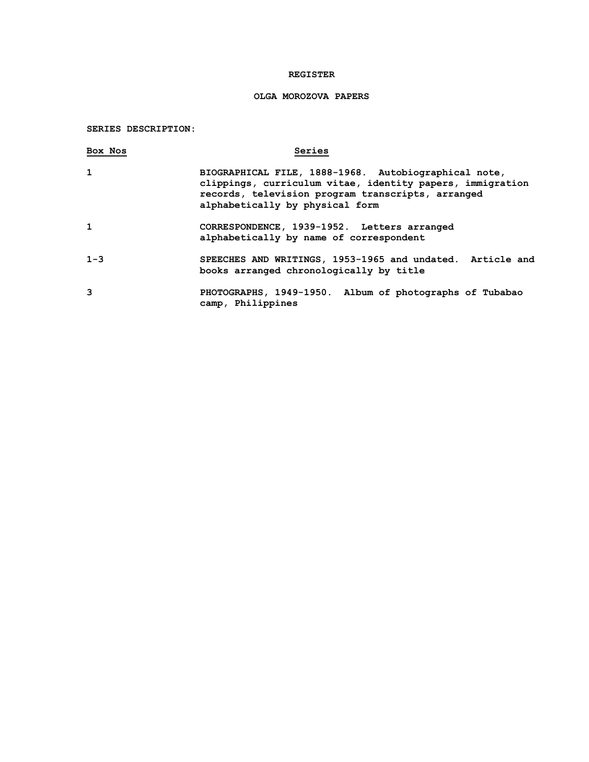**REGISTER**

**OLGA MOROZOVA PAPERS**

**SERIES DESCRIPTION:**

| Box Nos | Series |
|---|---|
| 1 | BIOGRAPHICAL FILE, 1888-1968. Autobiographical note, clippings, curriculum vitae, identity papers, immigration records, television program transcripts, arranged alphabetically by physical form |
| 1 | CORRESPONDENCE, 1939-1952. Letters arranged alphabetically by name of correspondent |
| 1-3 | SPEECHES AND WRITINGS, 1953-1965 and undated. Article and books arranged chronologically by title |
| 3 | PHOTOGRAPHS, 1949-1950. Album of photographs of Tubabao camp, Philippines |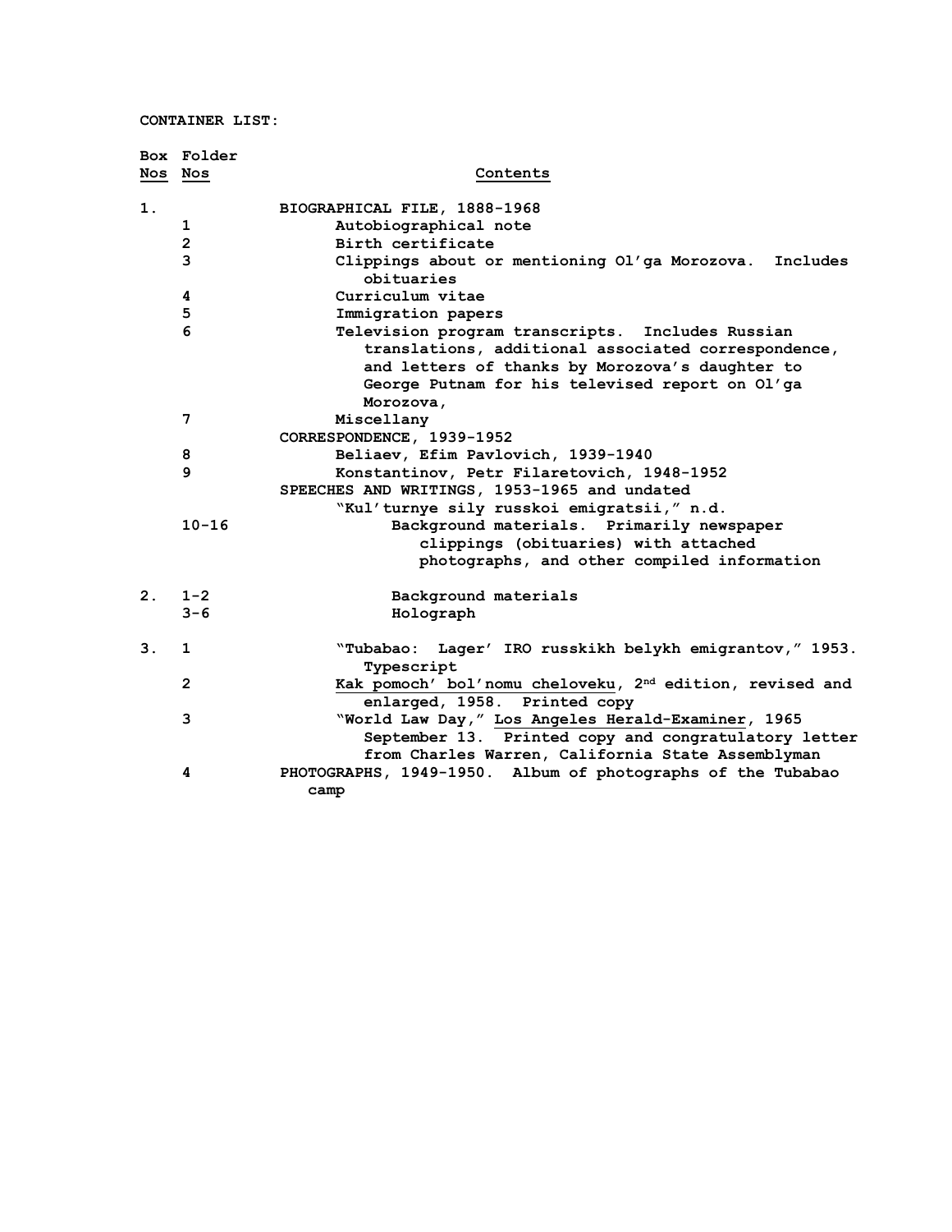**CONTAINER LIST:**

| Box Nos | Folder Nos | Contents |
|---|---|---|
| 1. | | **BIOGRAPHICAL FILE, 1888-1968** |
| | 1 | Autobiographical note |
| | 2 | Birth certificate |
| | 3 | Clippings about or mentioning Ol'ga Morozova. Includes obituaries |
| | 4 | Curriculum vitae |
| | 5 | Immigration papers |
| | 6 | Television program transcripts. Includes Russian translations, additional associated correspondence, and letters of thanks by Morozova's daughter to George Putnam for his televised report on Ol'ga Morozova, |
| | 7 | Miscellany |
| | | **CORRESPONDENCE, 1939-1952** |
| | 8 | Beliaev, Efim Pavlovich, 1939-1940 |
| | 9 | Konstantinov, Petr Filaretovich, 1948-1952 |
| | | **SPEECHES AND WRITINGS, 1953-1965 and undated** |
| | | "Kul'turnye sily russkoi emigratsii," n.d. |
| | 10-16 | Background materials. Primarily newspaper clippings (obituaries) with attached photographs, and other compiled information |
| 2. | 1-2 | Background materials |
| | 3-6 | Holograph |
| 3. | 1 | "Tubabao: Lager' IRO russkikh belykh emigrantov," 1953. Typescript |
| | 2 | Kak pomoch' bol'nomu cheloveku, 2nd edition, revised and enlarged, 1958. Printed copy |
| | 3 | "World Law Day," Los Angeles Herald-Examiner, 1965 September 13. Printed copy and congratulatory letter from Charles Warren, California State Assemblyman |
| | 4 | **PHOTOGRAPHS, 1949-1950.** Album of photographs of the Tubabao camp |